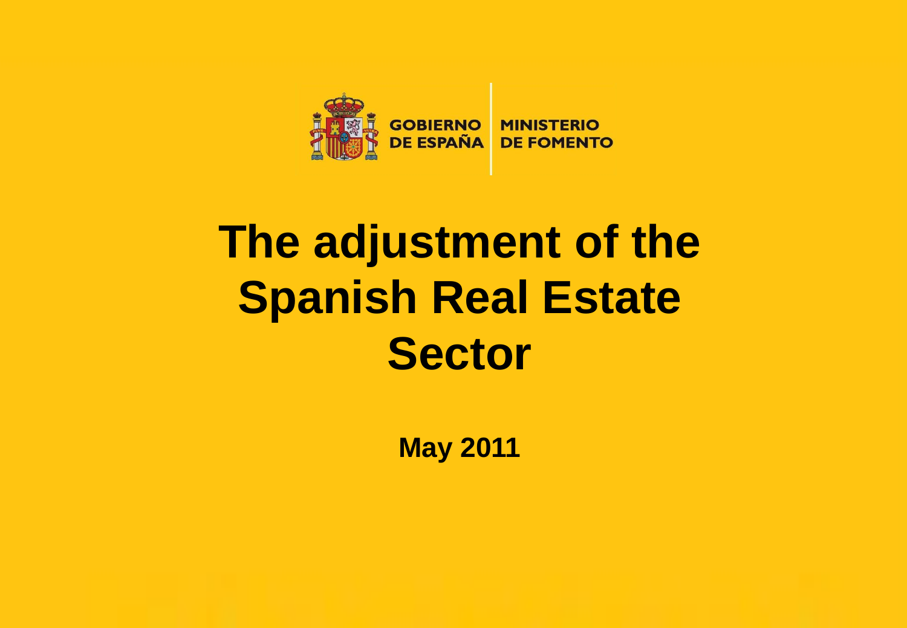GOBIERNO DE ESPAÑA | MINISTERIO DE FOMENTO

# The adjustment of the Spanish Real Estate Sector

**May 2011**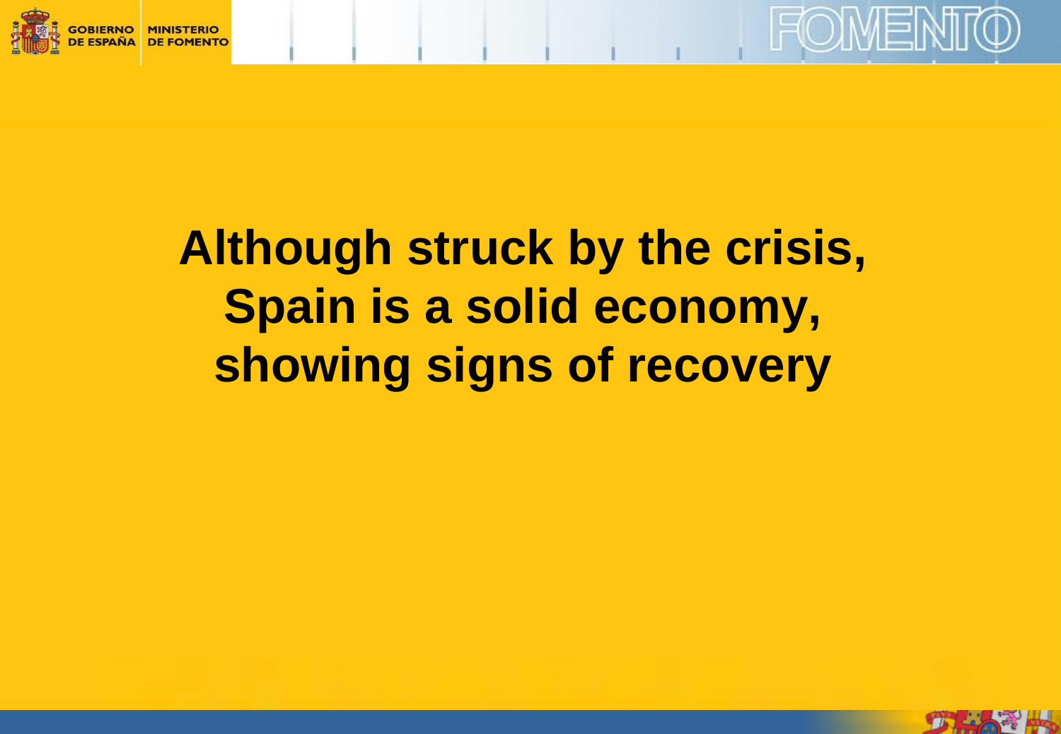# Although struck by the crisis, Spain is a solid economy, showing signs of recovery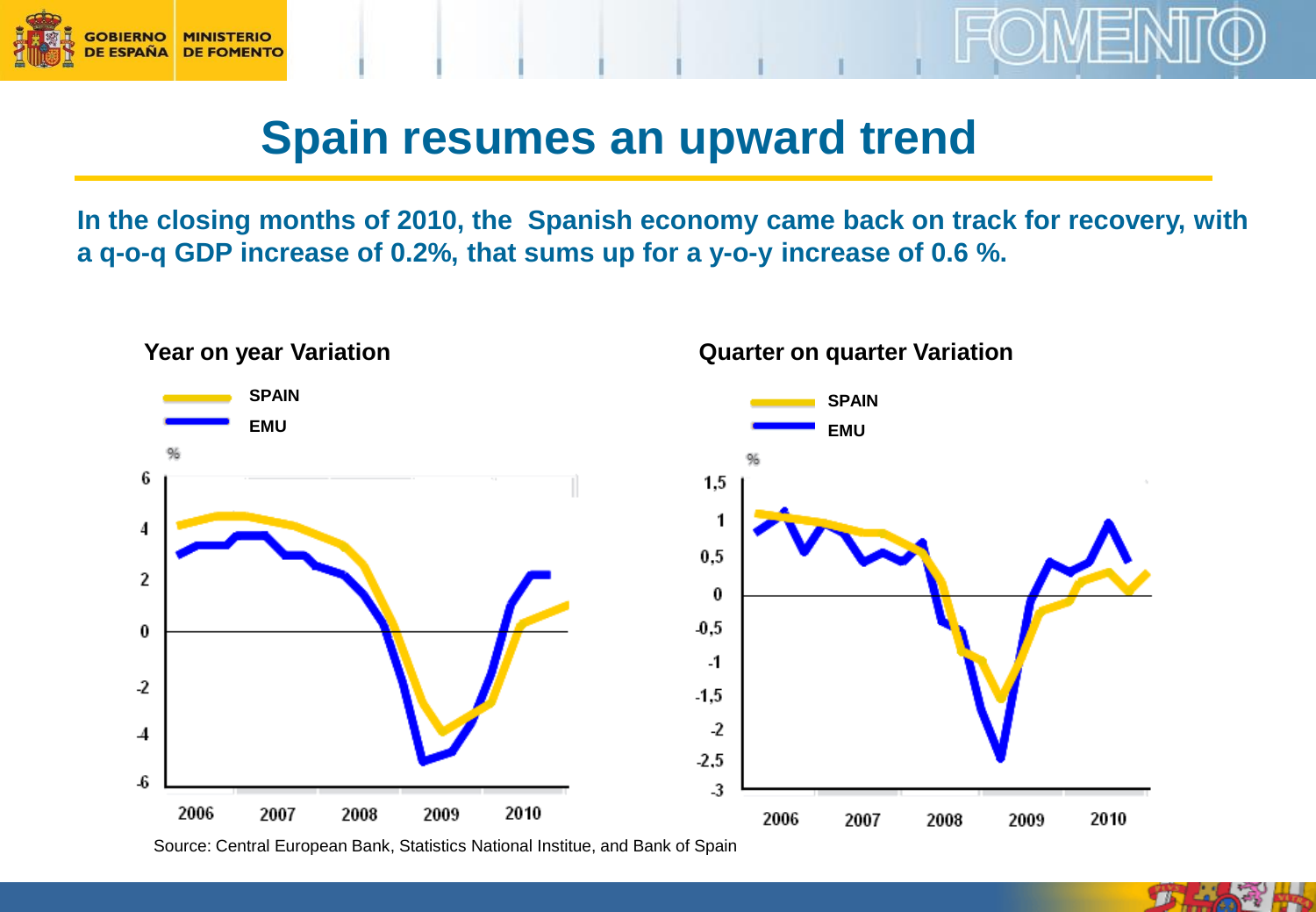# Spain resumes an upward trend

**In the closing months of 2010, the Spanish economy came back on track for recovery, with a q-o-q GDP increase of 0.2%, that sums up for a y-o-y increase of 0.6 %.**

**Year on year Variation**

**Quarter on quarter Variation**

Source: Central European Bank, Statistics National Institue, and Bank of Spain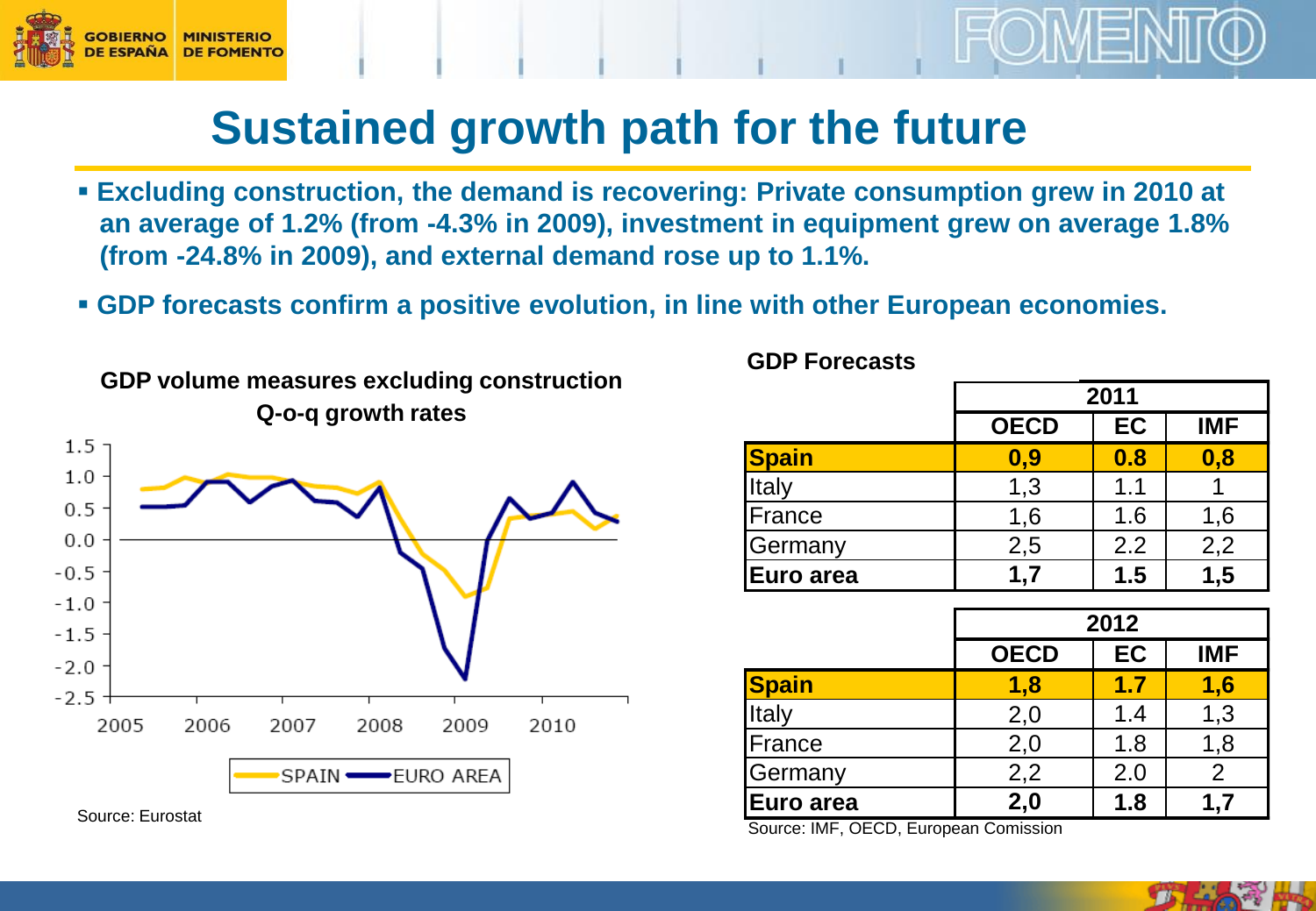# Sustained growth path for the future

- **Excluding construction, the demand is recovering: Private consumption grew in 2010 at an average of 1.2% (from -4.3% in 2009), investment in equipment grew on average 1.8% (from -24.8% in 2009), and external demand rose up to 1.1%.**
- **GDP forecasts confirm a positive evolution, in line with other European economies.**

**GDP volume measures excluding construction**
**Q-o-q growth rates**

SPAIN — EURO AREA

Source: Eurostat

**GDP Forecasts**

| | 2011 | | |
|---|---|---|---|
| | **OECD** | **EC** | **IMF** |
| **Spain** | **0,9** | **0.8** | **0,8** |
| Italy | 1,3 | 1.1 | 1 |
| France | 1,6 | 1.6 | 1,6 |
| Germany | 2,5 | 2.2 | 2,2 |
| **Euro area** | **1,7** | **1.5** | **1,5** |

| | 2012 | | |
|---|---|---|---|
| | **OECD** | **EC** | **IMF** |
| **Spain** | **1,8** | **1.7** | **1,6** |
| Italy | 2,0 | 1.4 | 1,3 |
| France | 2,0 | 1.8 | 1,8 |
| Germany | 2,2 | 2.0 | 2 |
| **Euro area** | **2,0** | **1.8** | **1,7** |

Source: IMF, OECD, European Comission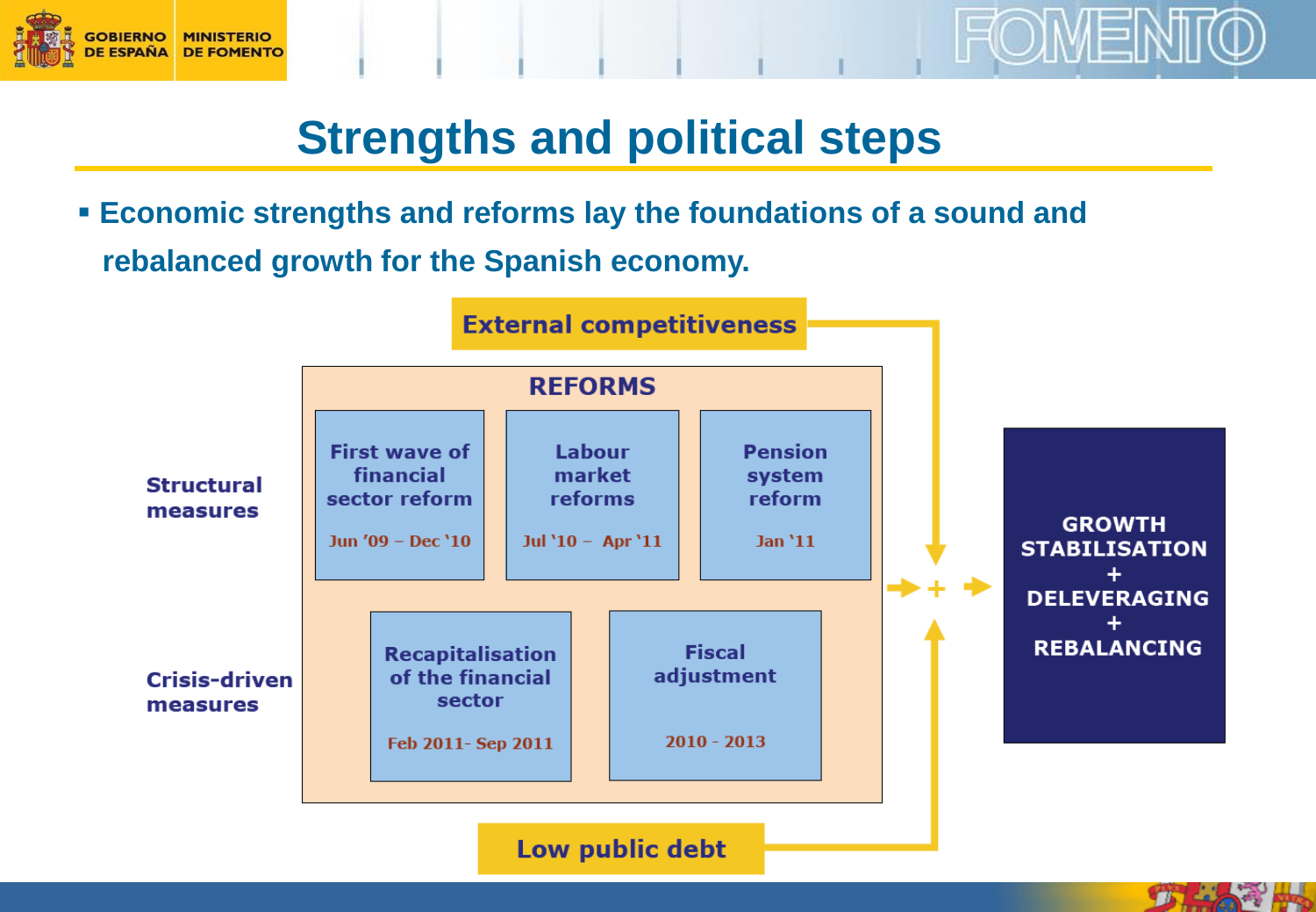# Strengths and political steps

- **Economic strengths and reforms lay the foundations of a sound and rebalanced growth for the Spanish economy.**

**External competitiveness**

**REFORMS**

| | | | |
|---|---|---|---|
| **Structural measures** | **First wave of financial sector reform** Jun '09 – Dec '10 | **Labour market reforms** Jul '10 – Apr '11 | **Pension system reform** Jan '11 |
| **Crisis-driven measures** | **Recapitalisation of the financial sector** Feb 2011- Sep 2011 | **Fiscal adjustment** 2010 - 2013 | |

**Low public debt**

**GROWTH STABILISATION + DELEVERAGING + REBALANCING**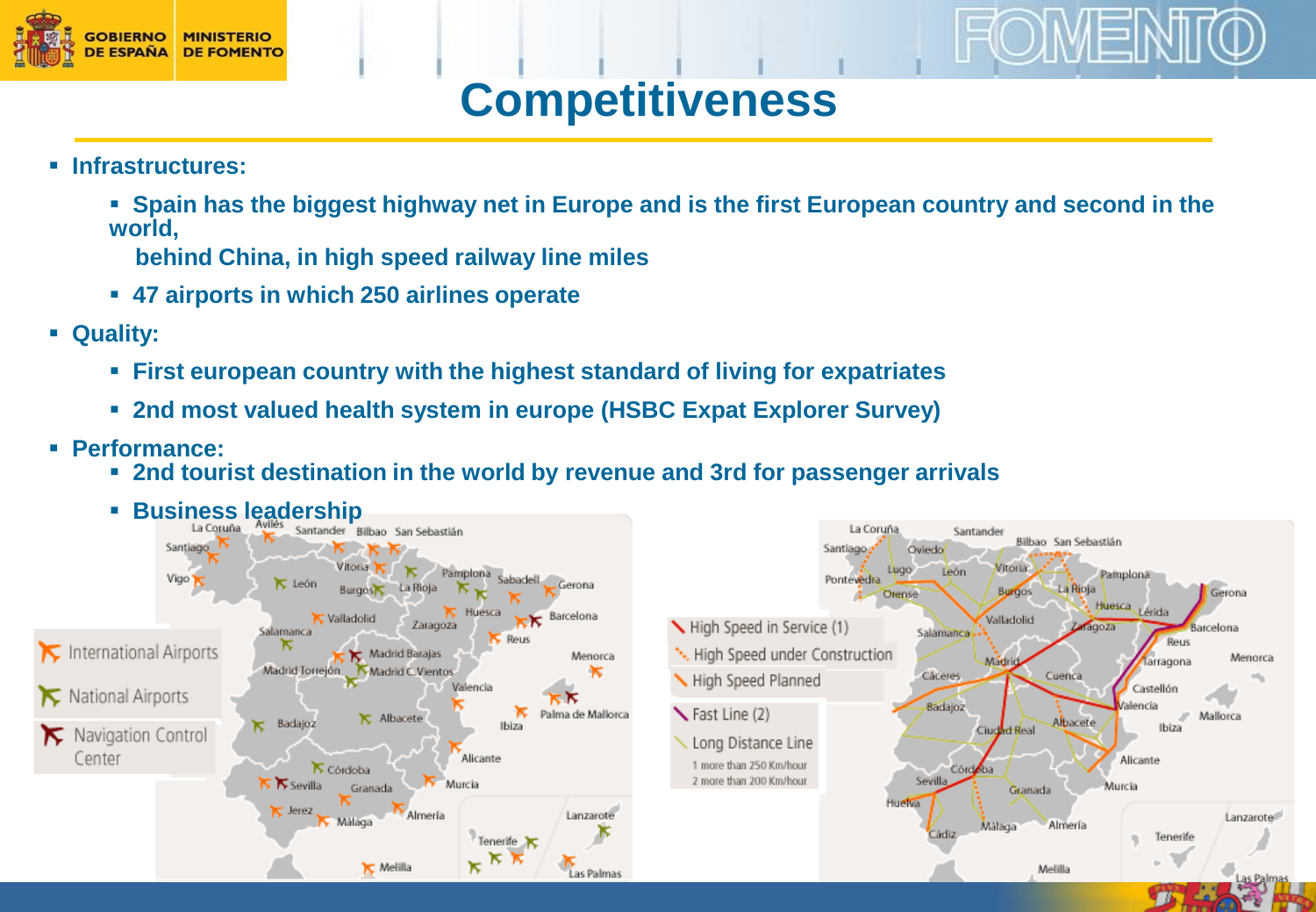# Competitiveness

- **Infrastructures:**
  - **Spain has the biggest highway net in Europe and is the first European country and second in the world, behind China, in high speed railway line miles**
  - **47 airports in which 250 airlines operate**
- **Quality:**
  - **First european country with the highest standard of living for expatriates**
  - **2nd most valued health system in europe (HSBC Expat Explorer Survey)**
- **Performance:**
  - **2nd tourist destination in the world by revenue and 3rd for passenger arrivals**
  - **Business leadership**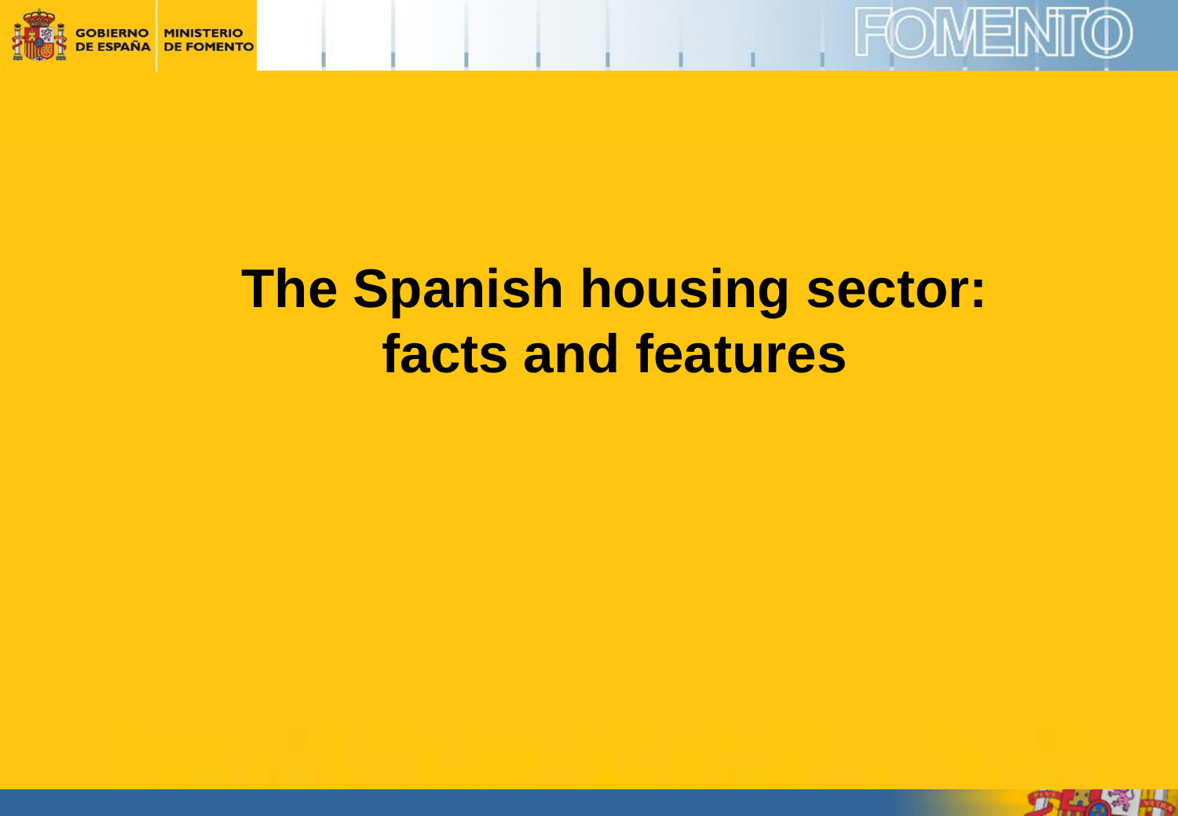# The Spanish housing sector: facts and features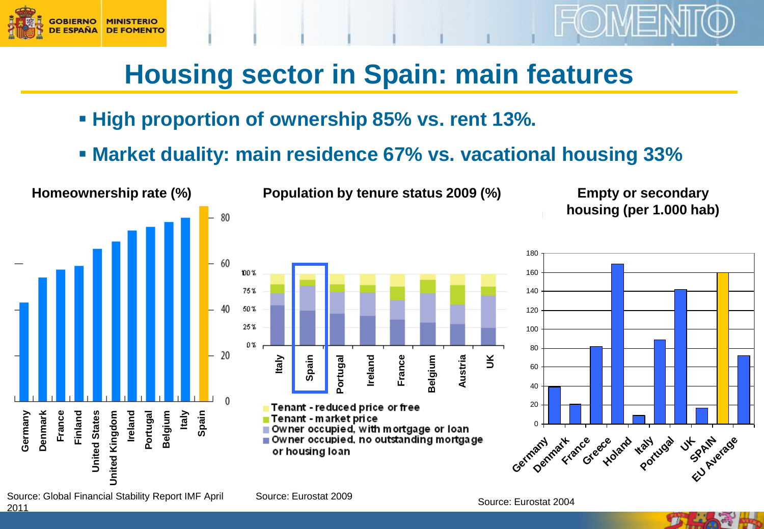# Housing sector in Spain: main features

- **High proportion of ownership 85% vs. rent 13%.**
- **Market duality: main residence 67% vs. vacational housing 33%**

**Homeownership rate (%)**

Germany, Denmark, France, Finland, United States, United Kingdom, Ireland, Portugal, Belgium, Italy, Spain

Source: Global Financial Stability Report IMF April 2011

**Population by tenure status 2009 (%)**

Italy, Spain, Portugal, Ireland, France, Belgium, Austria, UK

- Tenant - reduced price or free
- Tenant - market price
- Owner occupied, with mortgage or loan
- Owner occupied, no outstanding mortgage or housing loan

Source: Eurostat 2009

**Empty or secondary housing (per 1.000 hab)**

Germany, Denmark, France, Greece, Holand, Italy, Portugal, UK, SPAIN, EU Average

Source: Eurostat 2004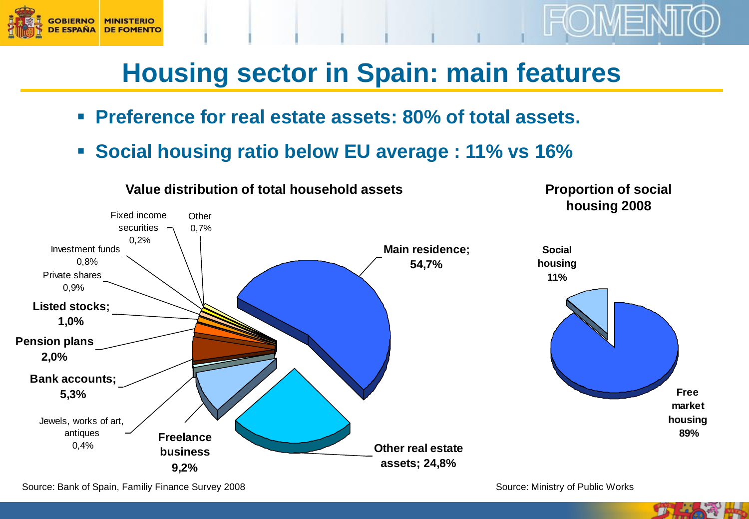# Housing sector in Spain: main features

- **Preference for real estate assets: 80% of total assets.**
- **Social housing ratio below EU average : 11% vs 16%**

**Value distribution of total household assets**

| Asset | Share |
| --- | --- |
| Main residence | 54,7% |
| Other real estate assets | 24,8% |
| Freelance business | 9,2% |
| Jewels, works of art, antiques | 0,4% |
| Bank accounts | 5,3% |
| Pension plans | 2,0% |
| Listed stocks | 1,0% |
| Private shares | 0,9% |
| Investment funds | 0,8% |
| Fixed income securities | 0,2% |
| Other | 0,7% |

Source: Bank of Spain, Familiy Finance Survey 2008

**Proportion of social housing 2008**

| Type | Share |
| --- | --- |
| Social housing | 11% |
| Free market housing | 89% |

Source: Ministry of Public Works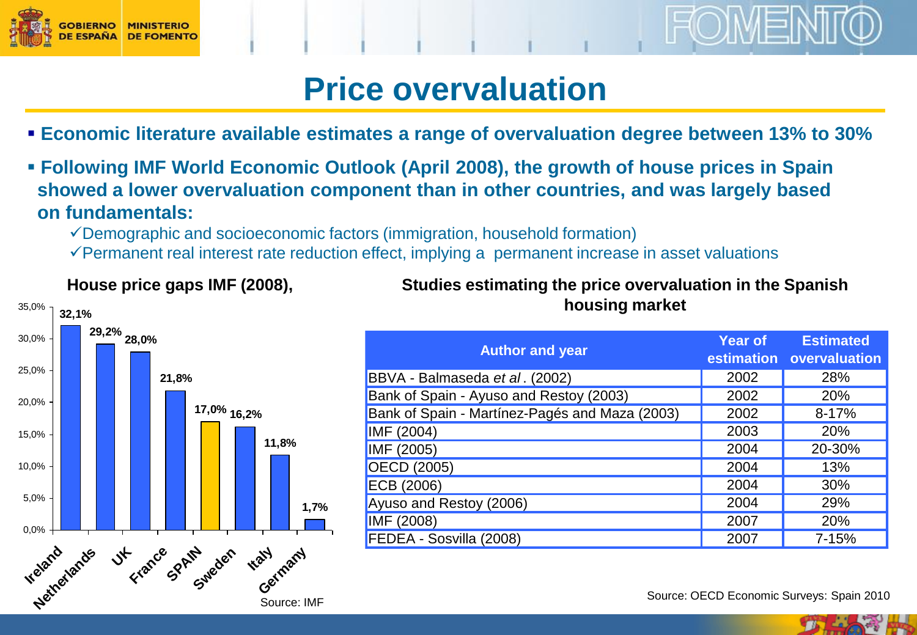# Price overvaluation

- **Economic literature available estimates a range of overvaluation degree between 13% to 30%**
- **Following IMF World Economic Outlook (April 2008), the growth of house prices in Spain showed a lower overvaluation component than in other countries, and was largely based on fundamentals:**
  - ✓Demographic and socioeconomic factors (immigration, household formation)
  - ✓Permanent real interest rate reduction effect, implying a permanent increase in asset valuations

**House price gaps IMF (2008),**

| Country | House price gap |
|---|---|
| Ireland | 32,1% |
| Netherlands | 29,2% |
| UK | 28,0% |
| France | 21,8% |
| SPAIN | 17,0% |
| Sweden | 16,2% |
| Italy | 11,8% |
| Germany | 1,7% |

Source: IMF

**Studies estimating the price overvaluation in the Spanish housing market**

| Author and year | Year of estimation | Estimated overvaluation |
|---|---|---|
| BBVA - Balmaseda *et al*. (2002) | 2002 | 28% |
| Bank of Spain - Ayuso and Restoy (2003) | 2002 | 20% |
| Bank of Spain - Martínez-Pagés and Maza (2003) | 2002 | 8-17% |
| IMF (2004) | 2003 | 20% |
| IMF (2005) | 2004 | 20-30% |
| OECD (2005) | 2004 | 13% |
| ECB (2006) | 2004 | 30% |
| Ayuso and Restoy (2006) | 2004 | 29% |
| IMF (2008) | 2007 | 20% |
| FEDEA - Sosvilla (2008) | 2007 | 7-15% |

Source: OECD Economic Surveys: Spain 2010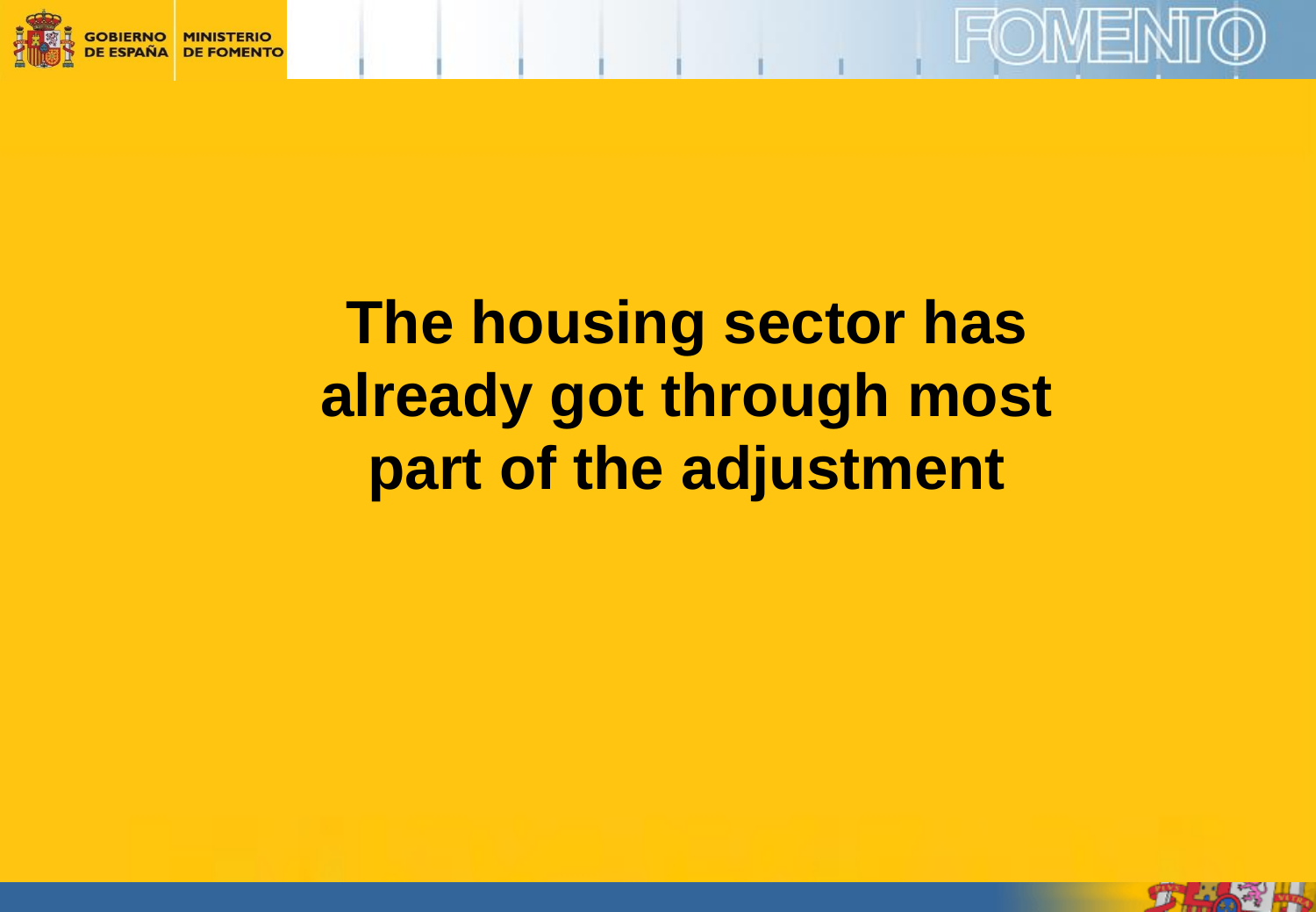# The housing sector has already got through most part of the adjustment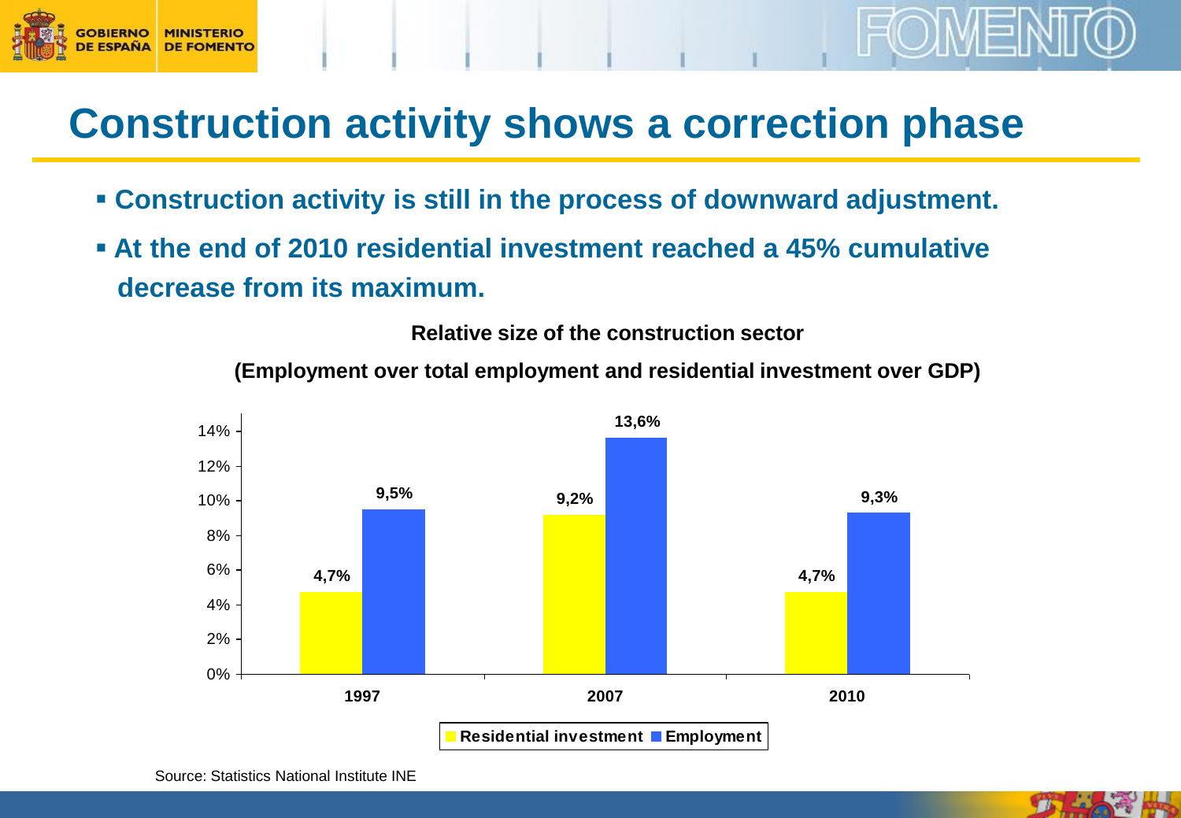# Construction activity shows a correction phase

- **Construction activity is still in the process of downward adjustment.**
- **At the end of 2010 residential investment reached a 45% cumulative decrease from its maximum.**

**Relative size of the construction sector**

**(Employment over total employment and residential investment over GDP)**

| | Residential investment | Employment |
|---|---|---|
| 1997 | 4,7% | 9,5% |
| 2007 | 9,2% | 13,6% |
| 2010 | 4,7% | 9,3% |

Source: Statistics National Institute INE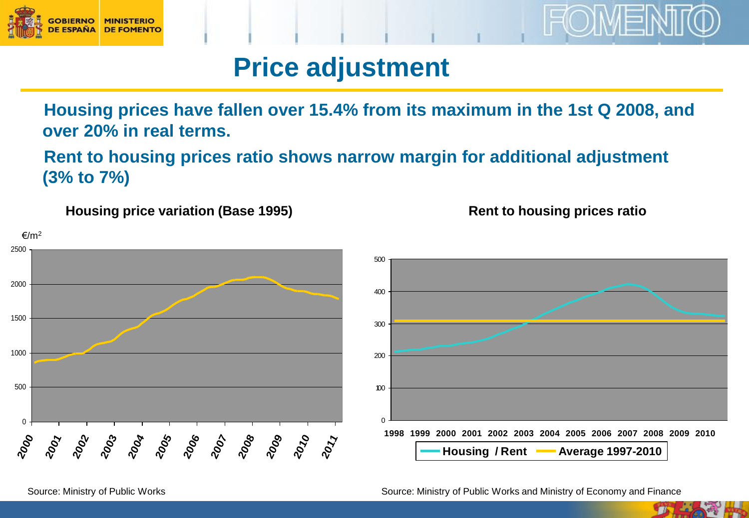# Price adjustment

**Housing prices have fallen over 15.4% from its maximum in the 1st Q 2008, and over 20% in real terms.**

**Rent to housing prices ratio shows narrow margin for additional adjustment (3% to 7%)**

**Housing price variation (Base 1995)**

€/m²

Source: Ministry of Public Works

**Rent to housing prices ratio**

Housing / Rent — Average 1997-2010

Source: Ministry of Public Works and Ministry of Economy and Finance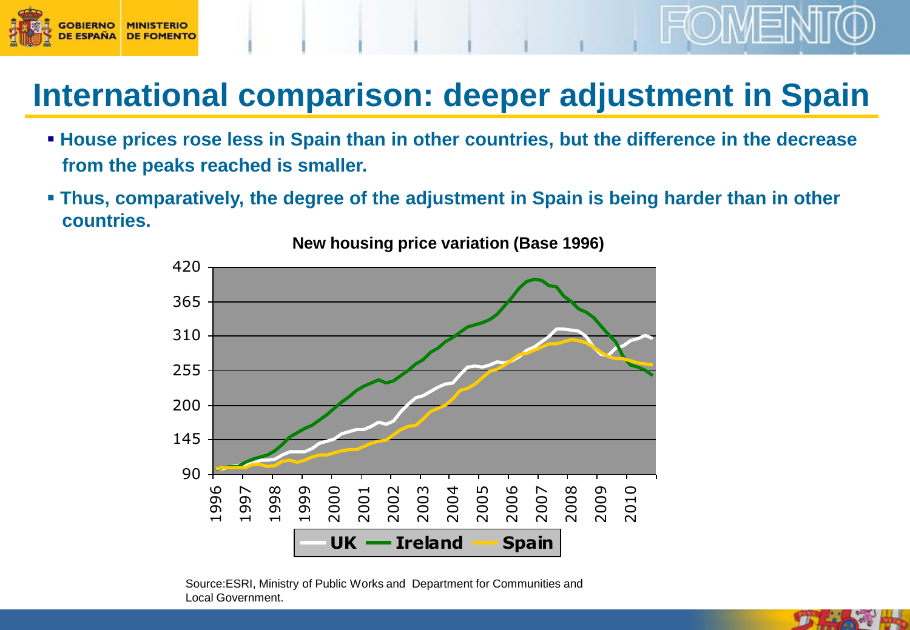# International comparison: deeper adjustment in Spain

- **House prices rose less in Spain than in other countries, but the difference in the decrease from the peaks reached is smaller.**
- **Thus, comparatively, the degree of the adjustment in Spain is being harder than in other countries.**

**New housing price variation (Base 1996)**

Source:ESRI, Ministry of Public Works and Department for Communities and Local Government.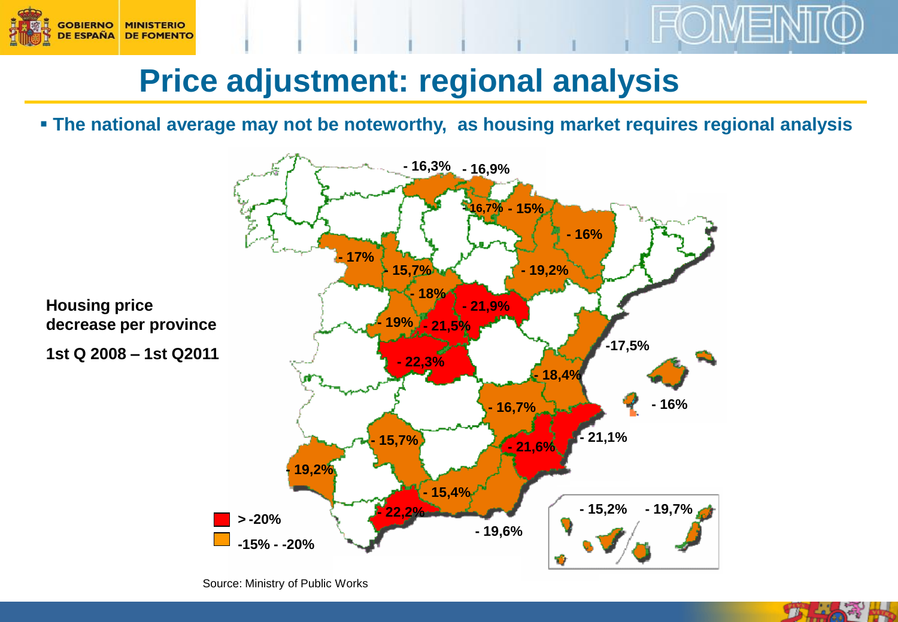# Price adjustment: regional analysis

- **The national average may not be noteworthy, as housing market requires regional analysis**

**Housing price decrease per province**

**1st Q 2008 – 1st Q2011**

- 16,3% - 16,9%
- 16,7% - 15%
- 16%
- 17%
- 15,7%
- 19,2%
- 18%
- 21,9%
- 19%
- 21,5%
- -17,5%
- 22,3%
- 18,4%
- 16,7%
- 16%
- 21,1%
- 15,7%
- 21,6%
- 19,2%
- 15,4%
- 22,2%
- 19,6%
- 15,2% - 19,7%

> -20%

-15% - -20%

Source: Ministry of Public Works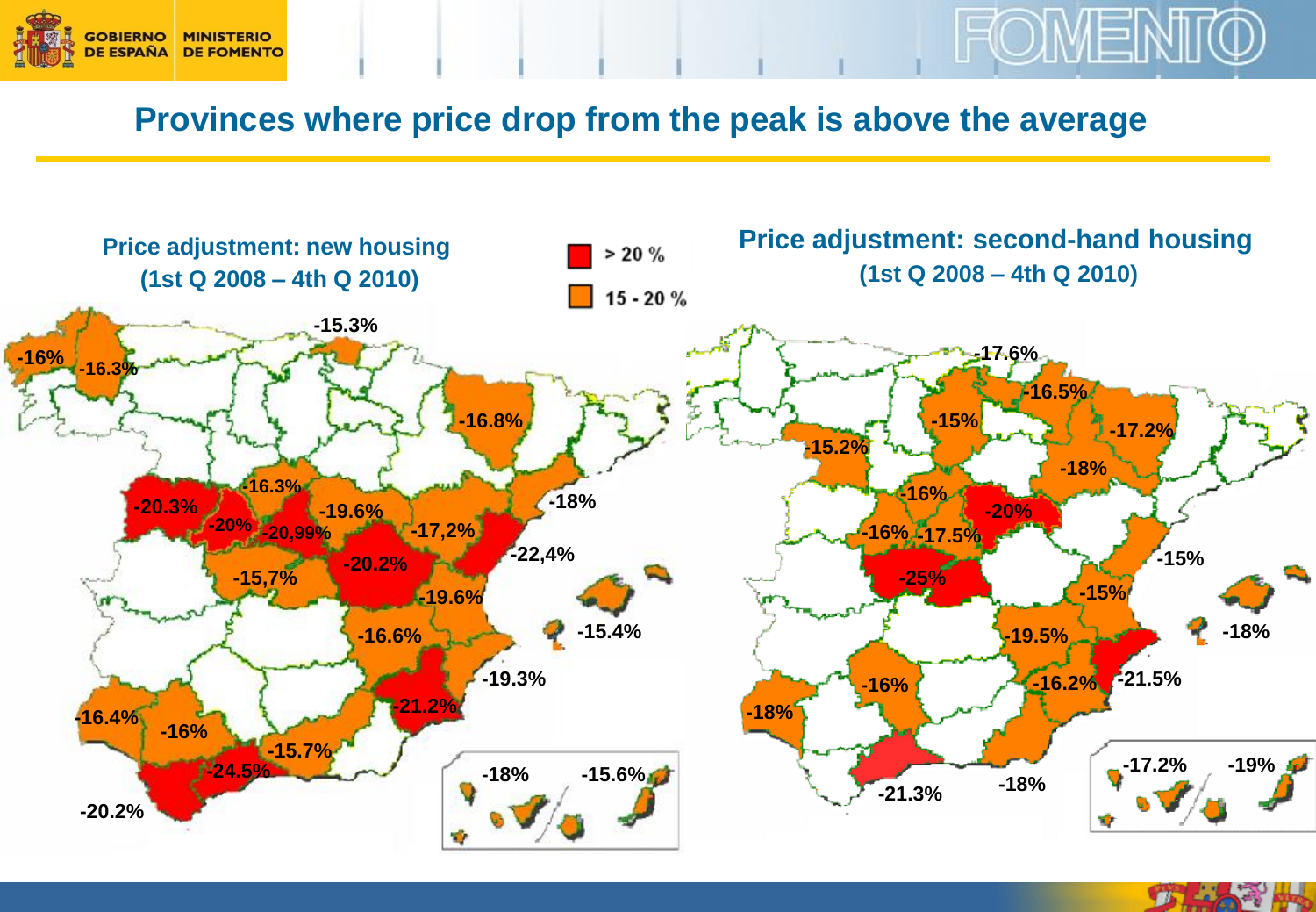# Provinces where price drop from the peak is above the average

## Price adjustment: new housing (1st Q 2008 – 4th Q 2010)

## Price adjustment: second-hand housing (1st Q 2008 – 4th Q 2010)

- > 20 %
- 15 - 20 %

-15.3%
-16%
-16.3%
-16.8%
-16.3%
-20.3%
-20%
-20,99%
-19.6%
-17,2%
-18%
-22,4%
-20.2%
-15,7%
-19.6%
-15.4%
-16.6%
-19.3%
-21.2%
-16.4%
-16%
-15.7%
-24.5%
-20.2%
-18%
-15.6%

-17.6%
-16.5%
-15%
-17.2%
-15.2%
-18%
-16%
-20%
-16%
-17.5%
-15%
-25%
-15%
-18%
-19.5%
-16%
-18%
-16.2%
-21.5%
-21.3%
-18%
-17.2%
-19%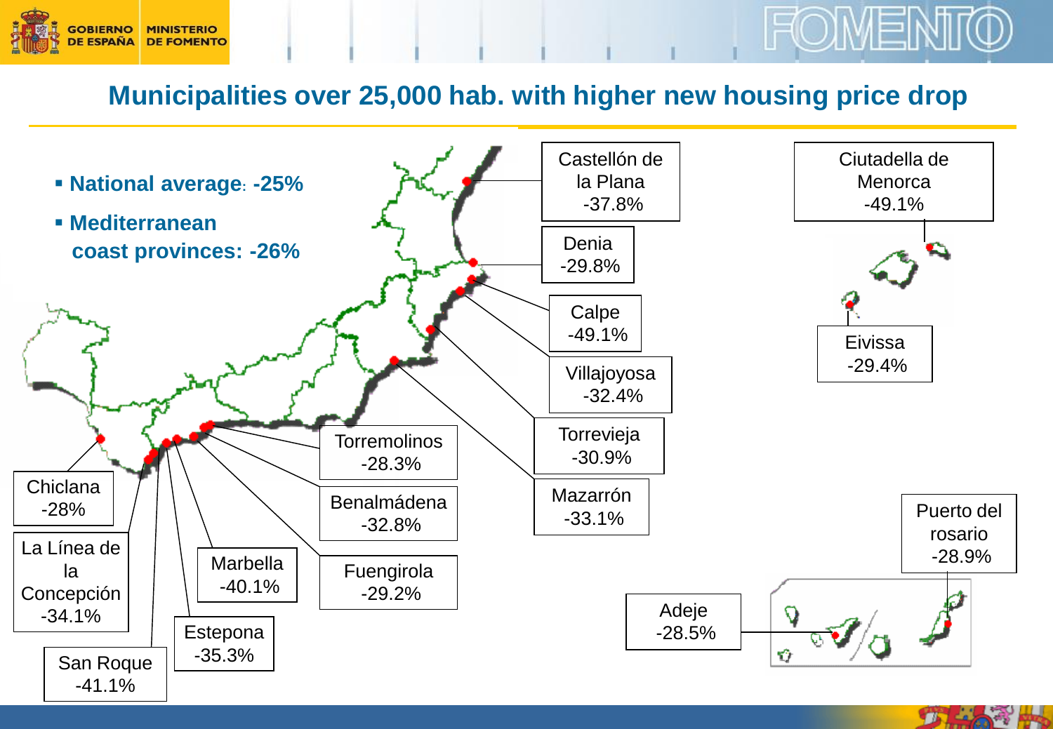# Municipalities over 25,000 hab. with higher new housing price drop

- **National average: -25%**
- **Mediterranean coast provinces: -26%**

Castellón de la Plana -37.8%

Denia -29.8%

Calpe -49.1%

Villajoyosa -32.4%

Torrevieja -30.9%

Mazarrón -33.1%

Torremolinos -28.3%

Benalmádena -32.8%

Fuengirola -29.2%

Marbella -40.1%

Estepona -35.3%

San Roque -41.1%

La Línea de la Concepción -34.1%

Chiclana -28%

Ciutadella de Menorca -49.1%

Eivissa -29.4%

Puerto del rosario -28.9%

Adeje -28.5%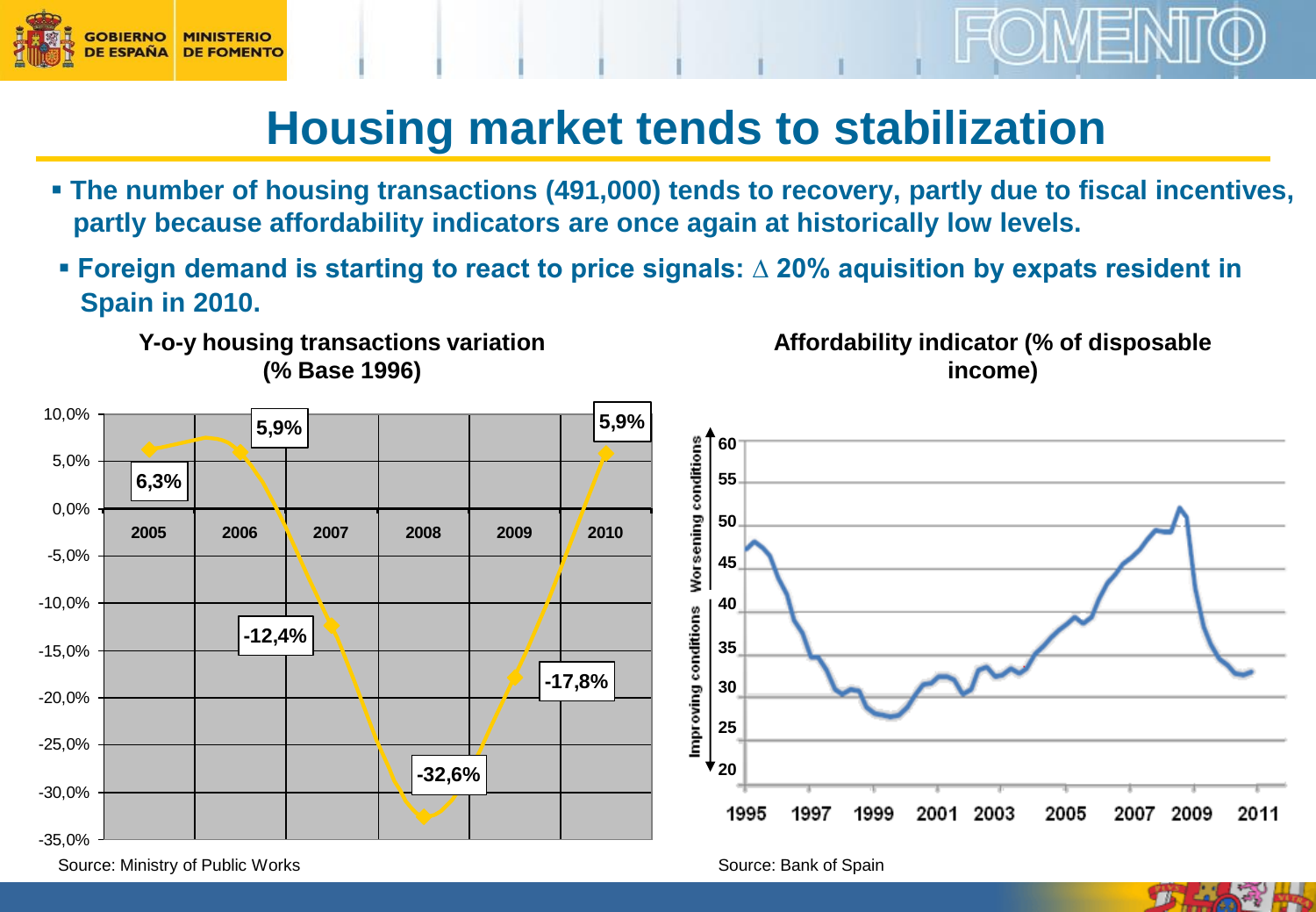# Housing market tends to stabilization

- **The number of housing transactions (491,000) tends to recovery, partly due to fiscal incentives, partly because affordability indicators are once again at historically low levels.**
- **Foreign demand is starting to react to price signals: ∆ 20% aquisition by expats resident in Spain in 2010.**

**Y-o-y housing transactions variation (% Base 1996)**

| Year | Variation |
|---|---|
| 2005 | 6,3% |
| 2006 | 5,9% |
| 2007 | -12,4% |
| 2008 | -32,6% |
| 2009 | -17,8% |
| 2010 | 5,9% |

Source: Ministry of Public Works

**Affordability indicator (% of disposable income)**

Source: Bank of Spain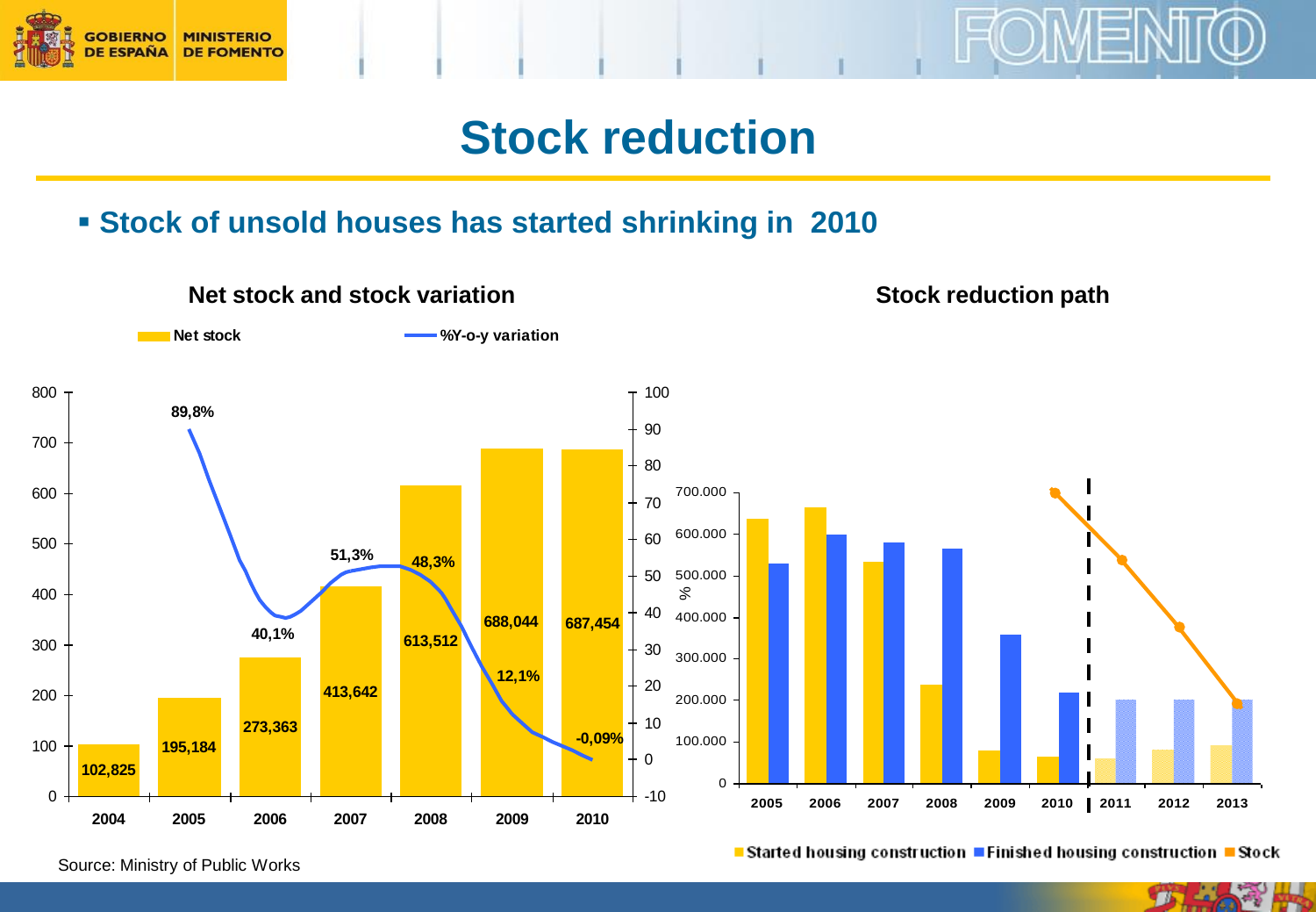# Stock reduction

- **Stock of unsold houses has started shrinking in 2010**

**Net stock and stock variation**

| Year | Net stock | %Y-o-y variation |
|---|---|---|
| 2004 | 102,825 | |
| 2005 | 195,184 | 89,8% |
| 2006 | 273,363 | 40,1% |
| 2007 | 413,642 | 51,3% |
| 2008 | 613,512 | 48,3% |
| 2009 | 688,044 | 12,1% |
| 2010 | 687,454 | -0,09% |

**Stock reduction path**

Started housing construction · Finished housing construction · Stock

Source: Ministry of Public Works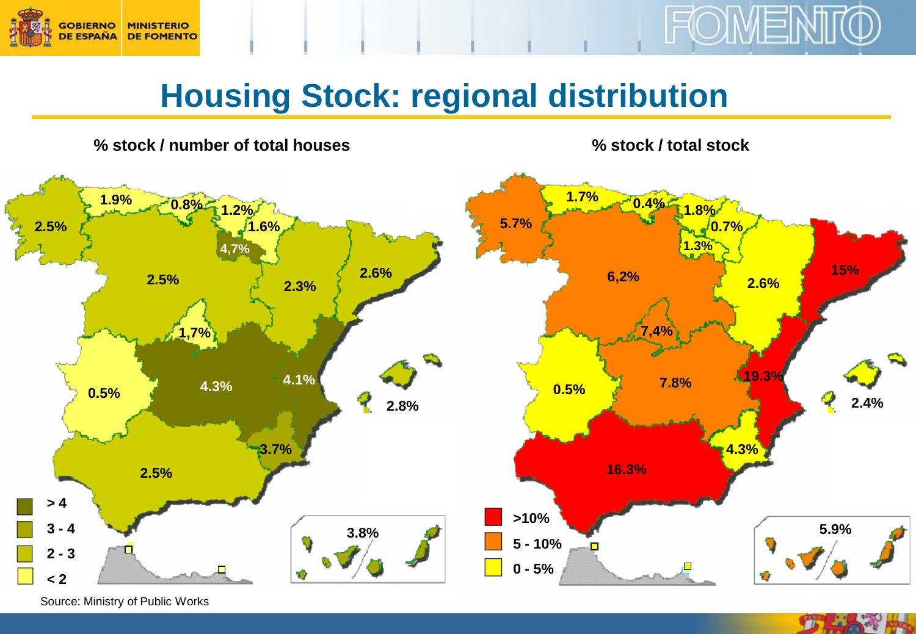# Housing Stock: regional distribution

**% stock / number of total houses**

1.9% 0.8% 1.2% 1.6% 2.5% 4,7% 2.5% 2.3% 2.6% 1,7% 0.5% 4.3% 4.1% 2.8% 3.7% 2.5% 3.8%

- > 4
- 3 - 4
- 2 - 3
- < 2

**% stock / total stock**

1.7% 0.4% 1.8% 0.7% 5.7% 1.3% 6,2% 2.6% 15% 7,4% 0.5% 7.8% 19.3% 2.4% 4.3% 16.3% 5.9%

- >10%
- 5 - 10%
- 0 - 5%

Source: Ministry of Public Works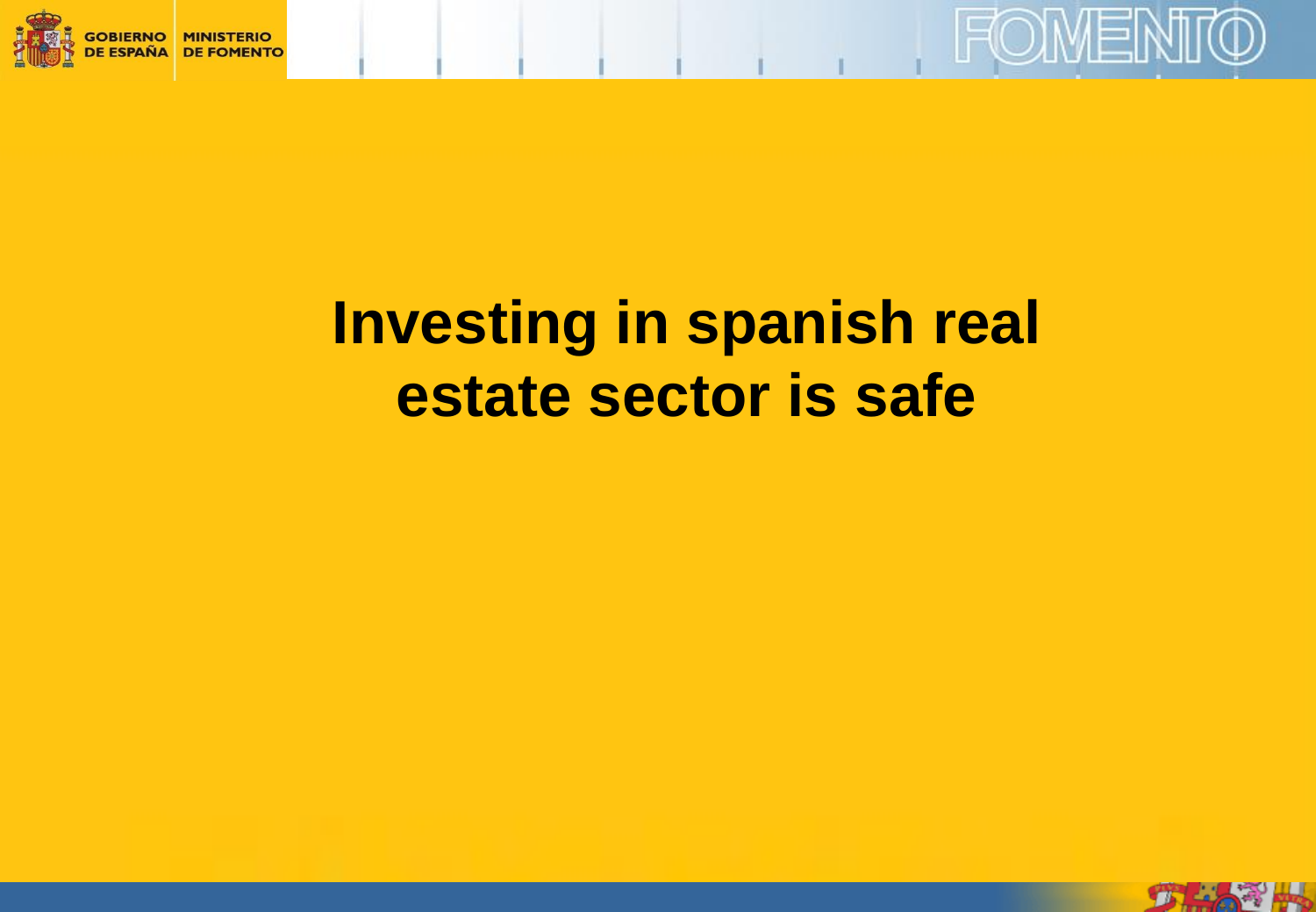# Investing in spanish real estate sector is safe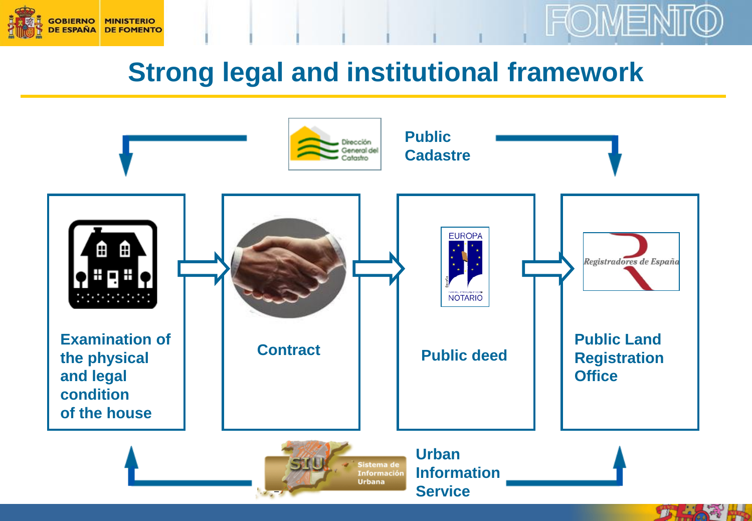# Strong legal and institutional framework

Public Cadastre

Examination of the physical and legal condition of the house

Contract

Public deed

Public Land Registration Office

Urban Information Service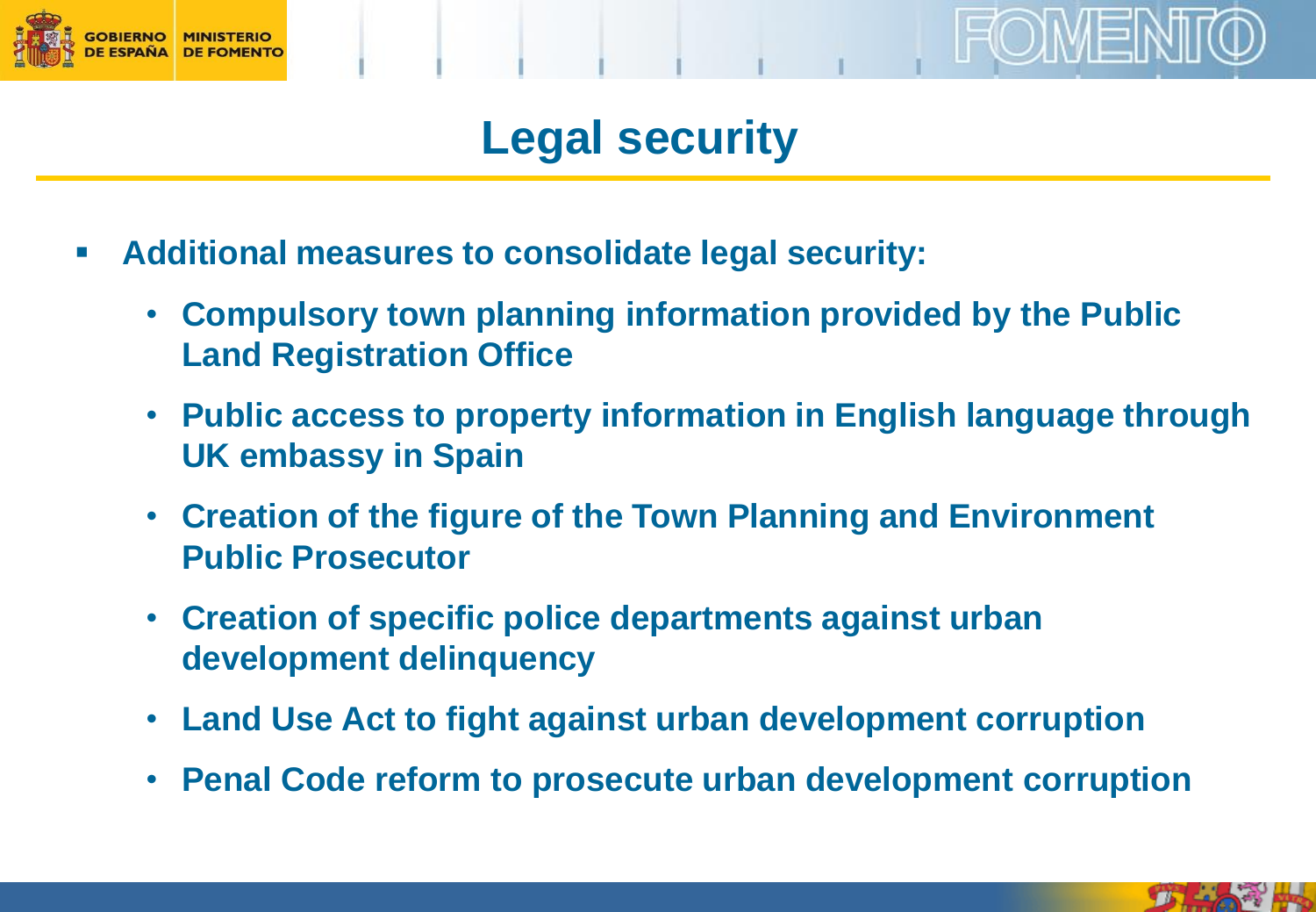# Legal security

- **Additional measures to consolidate legal security:**
  - **Compulsory town planning information provided by the Public Land Registration Office**
  - **Public access to property information in English language through UK embassy in Spain**
  - **Creation of the figure of the Town Planning and Environment Public Prosecutor**
  - **Creation of specific police departments against urban development delinquency**
  - **Land Use Act to fight against urban development corruption**
  - **Penal Code reform to prosecute urban development corruption**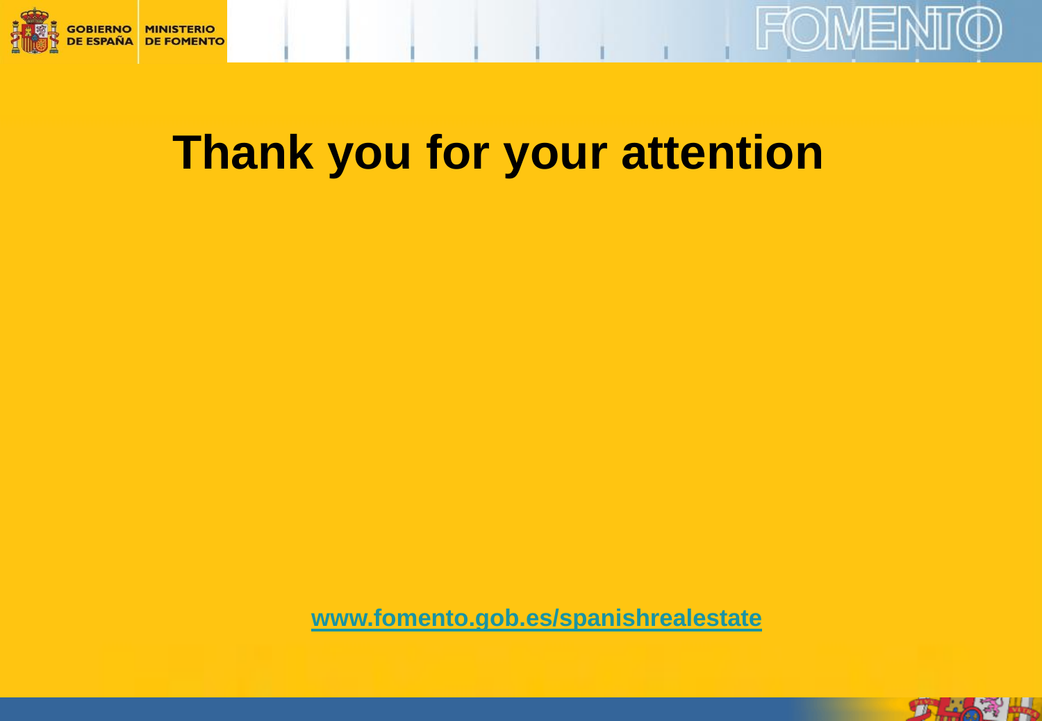# Thank you for your attention

www.fomento.gob.es/spanishrealestate